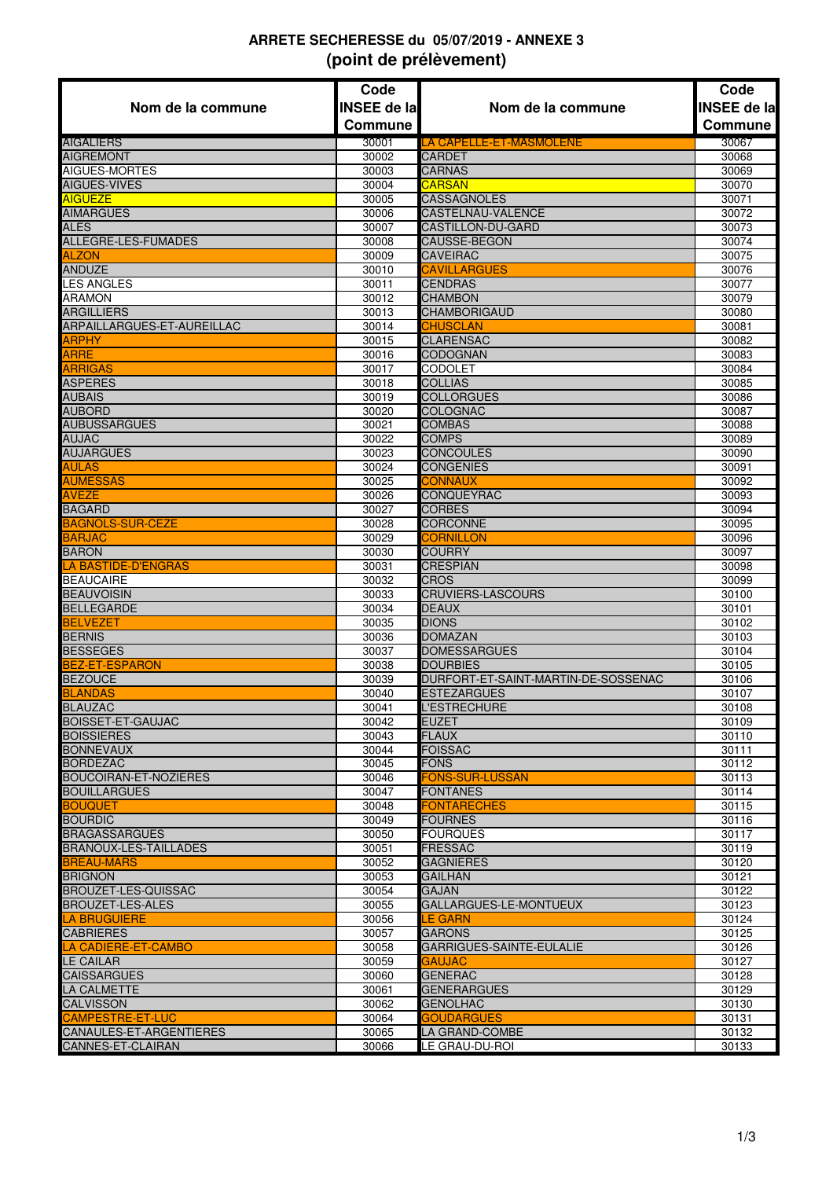# ARRETE SECHERESSE du 05/07/2019 - ANNEXE 3
## (point de prélèvement)

| Nom de la commune | Code INSEE de la Commune | Nom de la commune | Code INSEE de la Commune |
|---|---|---|---|
| AIGALIERS | 30001 | LA CAPELLE-ET-MASMOLENE | 30067 |
| AIGREMONT | 30002 | CARDET | 30068 |
| AIGUES-MORTES | 30003 | CARNAS | 30069 |
| AIGUES-VIVES | 30004 | CARSAN | 30070 |
| AIGUEZE | 30005 | CASSAGNOLES | 30071 |
| AIMARGUES | 30006 | CASTELNAU-VALENCE | 30072 |
| ALES | 30007 | CASTILLON-DU-GARD | 30073 |
| ALLEGRE-LES-FUMADES | 30008 | CAUSSE-BEGON | 30074 |
| ALZON | 30009 | CAVEIRAC | 30075 |
| ANDUZE | 30010 | CAVILLARGUES | 30076 |
| LES ANGLES | 30011 | CENDRAS | 30077 |
| ARAMON | 30012 | CHAMBON | 30079 |
| ARGILLIERS | 30013 | CHAMBORIGAUD | 30080 |
| ARPAILLARGUES-ET-AUREILLAC | 30014 | CHUSCLAN | 30081 |
| ARPHY | 30015 | CLARENSAC | 30082 |
| ARRE | 30016 | CODOGNAN | 30083 |
| ARRIGAS | 30017 | CODOLET | 30084 |
| ASPERES | 30018 | COLLIAS | 30085 |
| AUBAIS | 30019 | COLLORGUES | 30086 |
| AUBORD | 30020 | COLOGNAC | 30087 |
| AUBUSSARGUES | 30021 | COMBAS | 30088 |
| AUJAC | 30022 | COMPS | 30089 |
| AUJARGUES | 30023 | CONCOULES | 30090 |
| AULAS | 30024 | CONGENIES | 30091 |
| AUMESSAS | 30025 | CONNAUX | 30092 |
| AVEZE | 30026 | CONQUEYRAC | 30093 |
| BAGARD | 30027 | CORBES | 30094 |
| BAGNOLS-SUR-CEZE | 30028 | CORCONNE | 30095 |
| BARJAC | 30029 | CORNILLON | 30096 |
| BARON | 30030 | COURRY | 30097 |
| LA BASTIDE-D'ENGRAS | 30031 | CRESPIAN | 30098 |
| BEAUCAIRE | 30032 | CROS | 30099 |
| BEAUVOISIN | 30033 | CRUVIERS-LASCOURS | 30100 |
| BELLEGARDE | 30034 | DEAUX | 30101 |
| BELVEZET | 30035 | DIONS | 30102 |
| BERNIS | 30036 | DOMAZAN | 30103 |
| BESSEGES | 30037 | DOMESSARGUES | 30104 |
| BEZ-ET-ESPARON | 30038 | DOURBIES | 30105 |
| BEZOUCE | 30039 | DURFORT-ET-SAINT-MARTIN-DE-SOSSENAC | 30106 |
| BLANDAS | 30040 | ESTEZARGUES | 30107 |
| BLAUZAC | 30041 | L'ESTRECHURE | 30108 |
| BOISSET-ET-GAUJAC | 30042 | EUZET | 30109 |
| BOISSIERES | 30043 | FLAUX | 30110 |
| BONNEVAUX | 30044 | FOISSAC | 30111 |
| BORDEZAC | 30045 | FONS | 30112 |
| BOUCOIRAN-ET-NOZIERES | 30046 | FONS-SUR-LUSSAN | 30113 |
| BOUILLARGUES | 30047 | FONTANES | 30114 |
| BOUQUET | 30048 | FONTARECHES | 30115 |
| BOURDIC | 30049 | FOURNES | 30116 |
| BRAGASSARGUES | 30050 | FOURQUES | 30117 |
| BRANOUX-LES-TAILLADES | 30051 | FRESSAC | 30119 |
| BREAU-MARS | 30052 | GAGNIERES | 30120 |
| BRIGNON | 30053 | GAILHAN | 30121 |
| BROUZET-LES-QUISSAC | 30054 | GAJAN | 30122 |
| BROUZET-LES-ALES | 30055 | GALLARGUES-LE-MONTUEUX | 30123 |
| LA BRUGUIERE | 30056 | LE GARN | 30124 |
| CABRIERES | 30057 | GARONS | 30125 |
| LA CADIERE-ET-CAMBO | 30058 | GARRIGUES-SAINTE-EULALIE | 30126 |
| LE CAILAR | 30059 | GAUJAC | 30127 |
| CAISSARGUES | 30060 | GENERAC | 30128 |
| LA CALMETTE | 30061 | GENERARGUES | 30129 |
| CALVISSON | 30062 | GENOLHAC | 30130 |
| CAMPESTRE-ET-LUC | 30064 | GOUDARGUES | 30131 |
| CANAULES-ET-ARGENTIERES | 30065 | LA GRAND-COMBE | 30132 |
| CANNES-ET-CLAIRAN | 30066 | LE GRAU-DU-ROI | 30133 |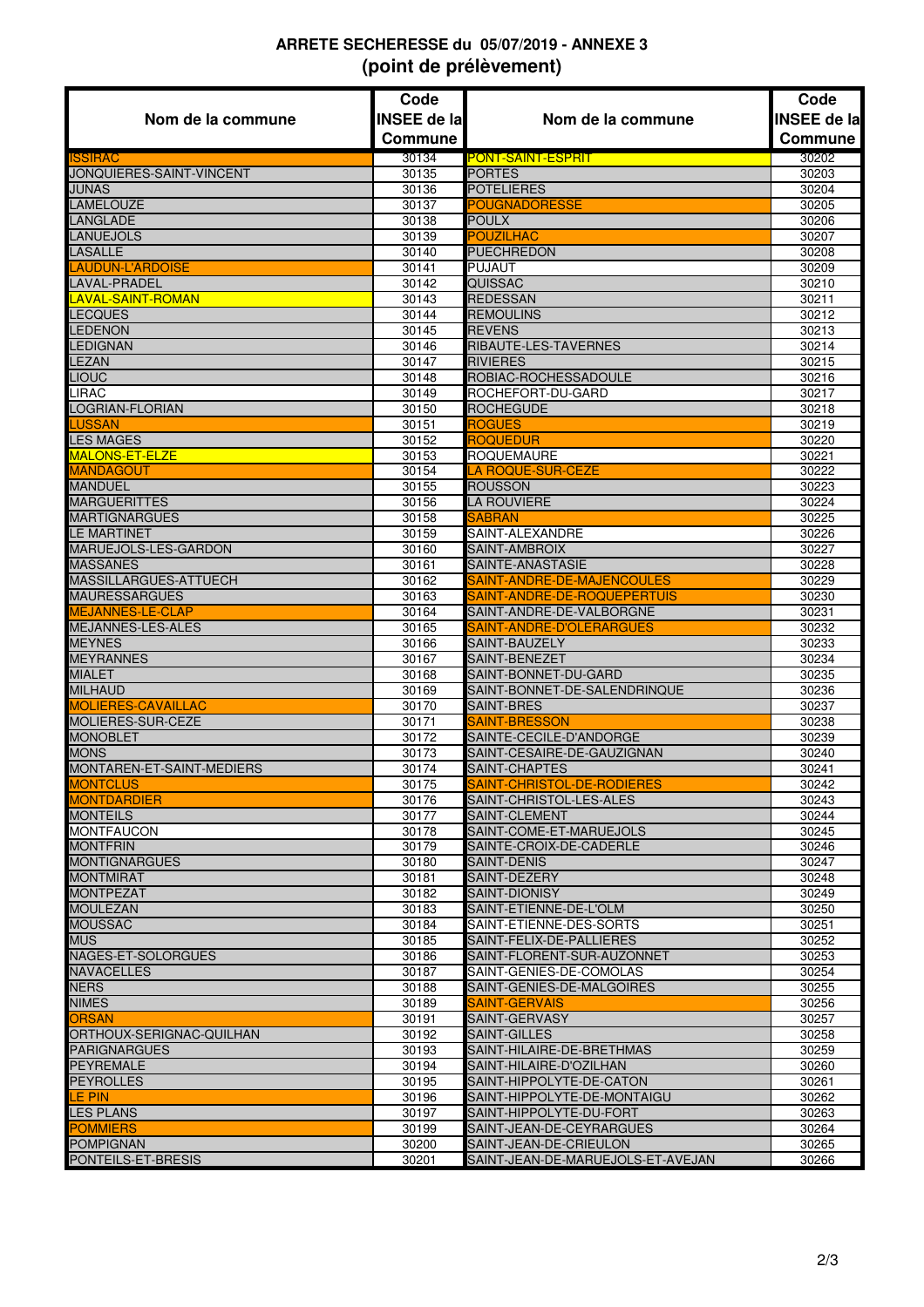## ARRETE SECHERESSE du 05/07/2019 - ANNEXE 3
## (point de prélèvement)

| Nom de la commune | Code INSEE de la Commune | Nom de la commune | Code INSEE de la Commune |
|---|---|---|---|
| ISSIRAC | 30134 | PONT-SAINT-ESPRIT | 30202 |
| JONQUIERES-SAINT-VINCENT | 30135 | PORTES | 30203 |
| JUNAS | 30136 | POTELIERES | 30204 |
| LAMELOUZE | 30137 | POUGNADORESSE | 30205 |
| LANGLADE | 30138 | POULX | 30206 |
| LANUEJOLS | 30139 | POUZILHAC | 30207 |
| LASALLE | 30140 | PUECHREDON | 30208 |
| LAUDUN-L'ARDOISE | 30141 | PUJAUT | 30209 |
| LAVAL-PRADEL | 30142 | QUISSAC | 30210 |
| LAVAL-SAINT-ROMAN | 30143 | REDESSAN | 30211 |
| LECQUES | 30144 | REMOULINS | 30212 |
| LEDENON | 30145 | REVENS | 30213 |
| LEDIGNAN | 30146 | RIBAUTE-LES-TAVERNES | 30214 |
| LEZAN | 30147 | RIVIERES | 30215 |
| LIOUC | 30148 | ROBIAC-ROCHESSADOULE | 30216 |
| LIRAC | 30149 | ROCHEFORT-DU-GARD | 30217 |
| LOGRIAN-FLORIAN | 30150 | ROCHEGUDE | 30218 |
| LUSSAN | 30151 | ROGUES | 30219 |
| LES MAGES | 30152 | ROQUEDUR | 30220 |
| MALONS-ET-ELZE | 30153 | ROQUEMAURE | 30221 |
| MANDAGOUT | 30154 | LA ROQUE-SUR-CEZE | 30222 |
| MANDUEL | 30155 | ROUSSON | 30223 |
| MARGUERITTES | 30156 | LA ROUVIERE | 30224 |
| MARTIGNARGUES | 30158 | SABRAN | 30225 |
| LE MARTINET | 30159 | SAINT-ALEXANDRE | 30226 |
| MARUEJOLS-LES-GARDON | 30160 | SAINT-AMBROIX | 30227 |
| MASSANES | 30161 | SAINTE-ANASTASIE | 30228 |
| MASSILLARGUES-ATTUECH | 30162 | SAINT-ANDRE-DE-MAJENCOULES | 30229 |
| MAURESSARGUES | 30163 | SAINT-ANDRE-DE-ROQUEPERTUIS | 30230 |
| MEJANNES-LE-CLAP | 30164 | SAINT-ANDRE-DE-VALBORGNE | 30231 |
| MEJANNES-LES-ALES | 30165 | SAINT-ANDRE-D'OLERARGUES | 30232 |
| MEYNES | 30166 | SAINT-BAUZELY | 30233 |
| MEYRANNES | 30167 | SAINT-BENEZET | 30234 |
| MIALET | 30168 | SAINT-BONNET-DU-GARD | 30235 |
| MILHAUD | 30169 | SAINT-BONNET-DE-SALENDRINQUE | 30236 |
| MOLIERES-CAVAILLAC | 30170 | SAINT-BRES | 30237 |
| MOLIERES-SUR-CEZE | 30171 | SAINT-BRESSON | 30238 |
| MONOBLET | 30172 | SAINTE-CECILE-D'ANDORGE | 30239 |
| MONS | 30173 | SAINT-CESAIRE-DE-GAUZIGNAN | 30240 |
| MONTAREN-ET-SAINT-MEDIERS | 30174 | SAINT-CHAPTES | 30241 |
| MONTCLUS | 30175 | SAINT-CHRISTOL-DE-RODIERES | 30242 |
| MONTDARDIER | 30176 | SAINT-CHRISTOL-LES-ALES | 30243 |
| MONTEILS | 30177 | SAINT-CLEMENT | 30244 |
| MONTFAUCON | 30178 | SAINT-COME-ET-MARUEJOLS | 30245 |
| MONTFRIN | 30179 | SAINTE-CROIX-DE-CADERLE | 30246 |
| MONTIGNARGUES | 30180 | SAINT-DENIS | 30247 |
| MONTMIRAT | 30181 | SAINT-DEZERY | 30248 |
| MONTPEZAT | 30182 | SAINT-DIONISY | 30249 |
| MOULEZAN | 30183 | SAINT-ETIENNE-DE-L'OLM | 30250 |
| MOUSSAC | 30184 | SAINT-ETIENNE-DES-SORTS | 30251 |
| MUS | 30185 | SAINT-FELIX-DE-PALLIERES | 30252 |
| NAGES-ET-SOLORGUES | 30186 | SAINT-FLORENT-SUR-AUZONNET | 30253 |
| NAVACELLES | 30187 | SAINT-GENIES-DE-COMOLAS | 30254 |
| NERS | 30188 | SAINT-GENIES-DE-MALGOIRES | 30255 |
| NIMES | 30189 | SAINT-GERVAIS | 30256 |
| ORSAN | 30191 | SAINT-GERVASY | 30257 |
| ORTHOUX-SERIGNAC-QUILHAN | 30192 | SAINT-GILLES | 30258 |
| PARIGNARGUES | 30193 | SAINT-HILAIRE-DE-BRETHMAS | 30259 |
| PEYREMALE | 30194 | SAINT-HILAIRE-D'OZILHAN | 30260 |
| PEYROLLES | 30195 | SAINT-HIPPOLYTE-DE-CATON | 30261 |
| LE PIN | 30196 | SAINT-HIPPOLYTE-DE-MONTAIGU | 30262 |
| LES PLANS | 30197 | SAINT-HIPPOLYTE-DU-FORT | 30263 |
| POMMIERS | 30199 | SAINT-JEAN-DE-CEYRARGUES | 30264 |
| POMPIGNAN | 30200 | SAINT-JEAN-DE-CRIEULON | 30265 |
| PONTEILS-ET-BRESIS | 30201 | SAINT-JEAN-DE-MARUEJOLS-ET-AVEJAN | 30266 |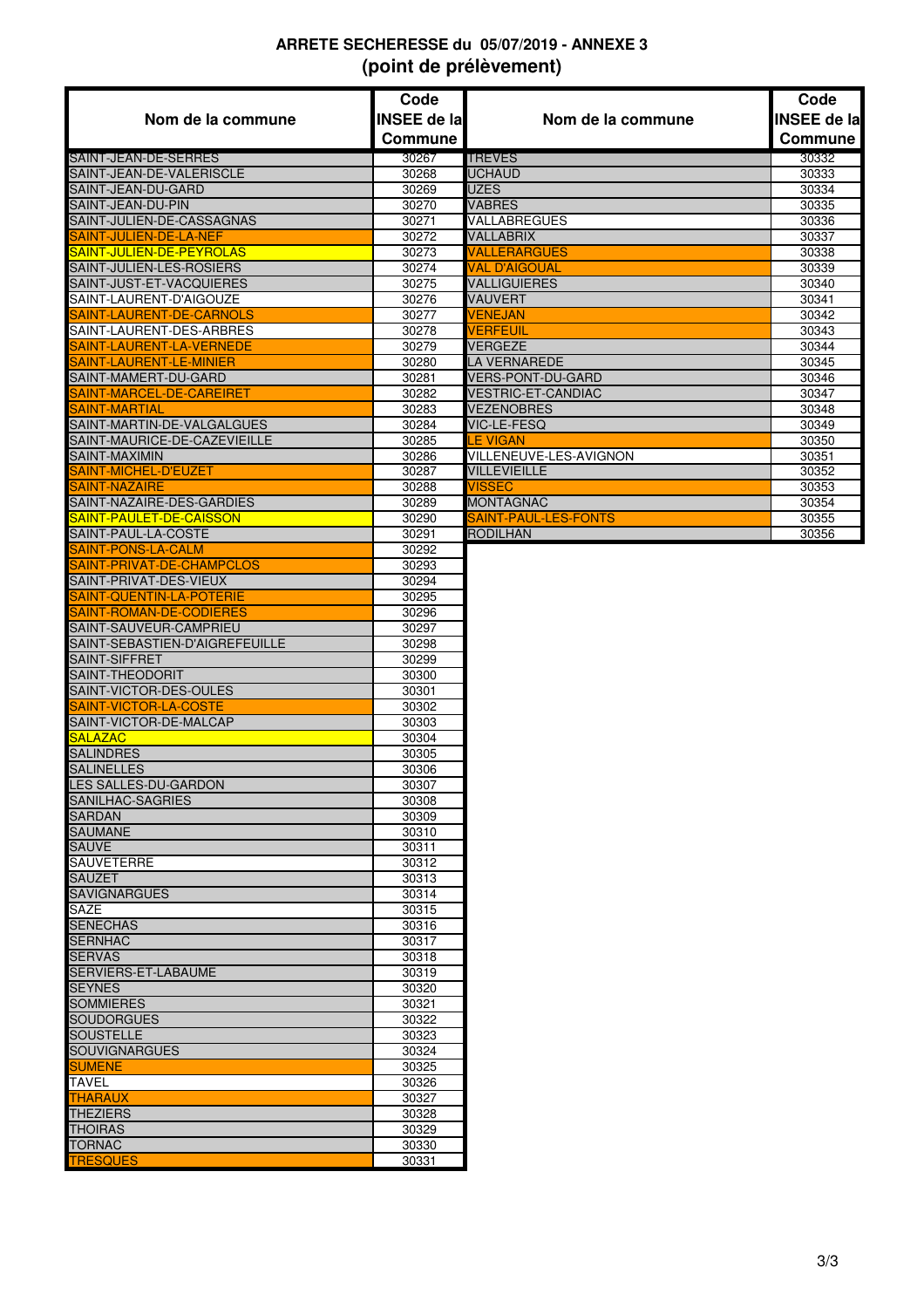# ARRETE SECHERESSE du 05/07/2019 - ANNEXE 3
## (point de prélèvement)

| Nom de la commune | Code INSEE de la Commune |
|---|---|
| SAINT-JEAN-DE-SERRES | 30267 |
| SAINT-JEAN-DE-VALERISCLE | 30268 |
| SAINT-JEAN-DU-GARD | 30269 |
| SAINT-JEAN-DU-PIN | 30270 |
| SAINT-JULIEN-DE-CASSAGNAS | 30271 |
| SAINT-JULIEN-DE-LA-NEF | 30272 |
| SAINT-JULIEN-DE-PEYROLAS | 30273 |
| SAINT-JULIEN-LES-ROSIERS | 30274 |
| SAINT-JUST-ET-VACQUIERES | 30275 |
| SAINT-LAURENT-D'AIGOUZE | 30276 |
| SAINT-LAURENT-DE-CARNOLS | 30277 |
| SAINT-LAURENT-DES-ARBRES | 30278 |
| SAINT-LAURENT-LA-VERNEDE | 30279 |
| SAINT-LAURENT-LE-MINIER | 30280 |
| SAINT-MAMERT-DU-GARD | 30281 |
| SAINT-MARCEL-DE-CAREIRET | 30282 |
| SAINT-MARTIAL | 30283 |
| SAINT-MARTIN-DE-VALGALGUES | 30284 |
| SAINT-MAURICE-DE-CAZEVIEILLE | 30285 |
| SAINT-MAXIMIN | 30286 |
| SAINT-MICHEL-D'EUZET | 30287 |
| SAINT-NAZAIRE | 30288 |
| SAINT-NAZAIRE-DES-GARDIES | 30289 |
| SAINT-PAULET-DE-CAISSON | 30290 |
| SAINT-PAUL-LA-COSTE | 30291 |
| SAINT-PONS-LA-CALM | 30292 |
| SAINT-PRIVAT-DE-CHAMPCLOS | 30293 |
| SAINT-PRIVAT-DES-VIEUX | 30294 |
| SAINT-QUENTIN-LA-POTERIE | 30295 |
| SAINT-ROMAN-DE-CODIERES | 30296 |
| SAINT-SAUVEUR-CAMPRIEU | 30297 |
| SAINT-SEBASTIEN-D'AIGREFEUILLE | 30298 |
| SAINT-SIFFRET | 30299 |
| SAINT-THEODORIT | 30300 |
| SAINT-VICTOR-DES-OULES | 30301 |
| SAINT-VICTOR-LA-COSTE | 30302 |
| SAINT-VICTOR-DE-MALCAP | 30303 |
| SALAZAC | 30304 |
| SALINDRES | 30305 |
| SALINELLES | 30306 |
| LES SALLES-DU-GARDON | 30307 |
| SANILHAC-SAGRIES | 30308 |
| SARDAN | 30309 |
| SAUMANE | 30310 |
| SAUVE | 30311 |
| SAUVETERRE | 30312 |
| SAUZET | 30313 |
| SAVIGNARGUES | 30314 |
| SAZE | 30315 |
| SENECHAS | 30316 |
| SERNHAC | 30317 |
| SERVAS | 30318 |
| SERVIERS-ET-LABAUME | 30319 |
| SEYNES | 30320 |
| SOMMIERES | 30321 |
| SOUDORGUES | 30322 |
| SOUSTELLE | 30323 |
| SOUVIGNARGUES | 30324 |
| SUMENE | 30325 |
| TAVEL | 30326 |
| THARAUX | 30327 |
| THEZIERS | 30328 |
| THOIRAS | 30329 |
| TORNAC | 30330 |
| TRESQUES | 30331 |
| TREVES | 30332 |
| UCHAUD | 30333 |
| UZES | 30334 |
| VABRES | 30335 |
| VALLABREGUES | 30336 |
| VALLABRIX | 30337 |
| VALLERARGUES | 30338 |
| VAL D'AIGOUAL | 30339 |
| VALLIGUIERES | 30340 |
| VAUVERT | 30341 |
| VENEJAN | 30342 |
| VERFEUIL | 30343 |
| VERGEZE | 30344 |
| LA VERNAREDE | 30345 |
| VERS-PONT-DU-GARD | 30346 |
| VESTRIC-ET-CANDIAC | 30347 |
| VEZENOBRES | 30348 |
| VIC-LE-FESQ | 30349 |
| LE VIGAN | 30350 |
| VILLENEUVE-LES-AVIGNON | 30351 |
| VILLEVIEILLE | 30352 |
| VISSEC | 30353 |
| MONTAGNAC | 30354 |
| SAINT-PAUL-LES-FONTS | 30355 |
| RODILHAN | 30356 |